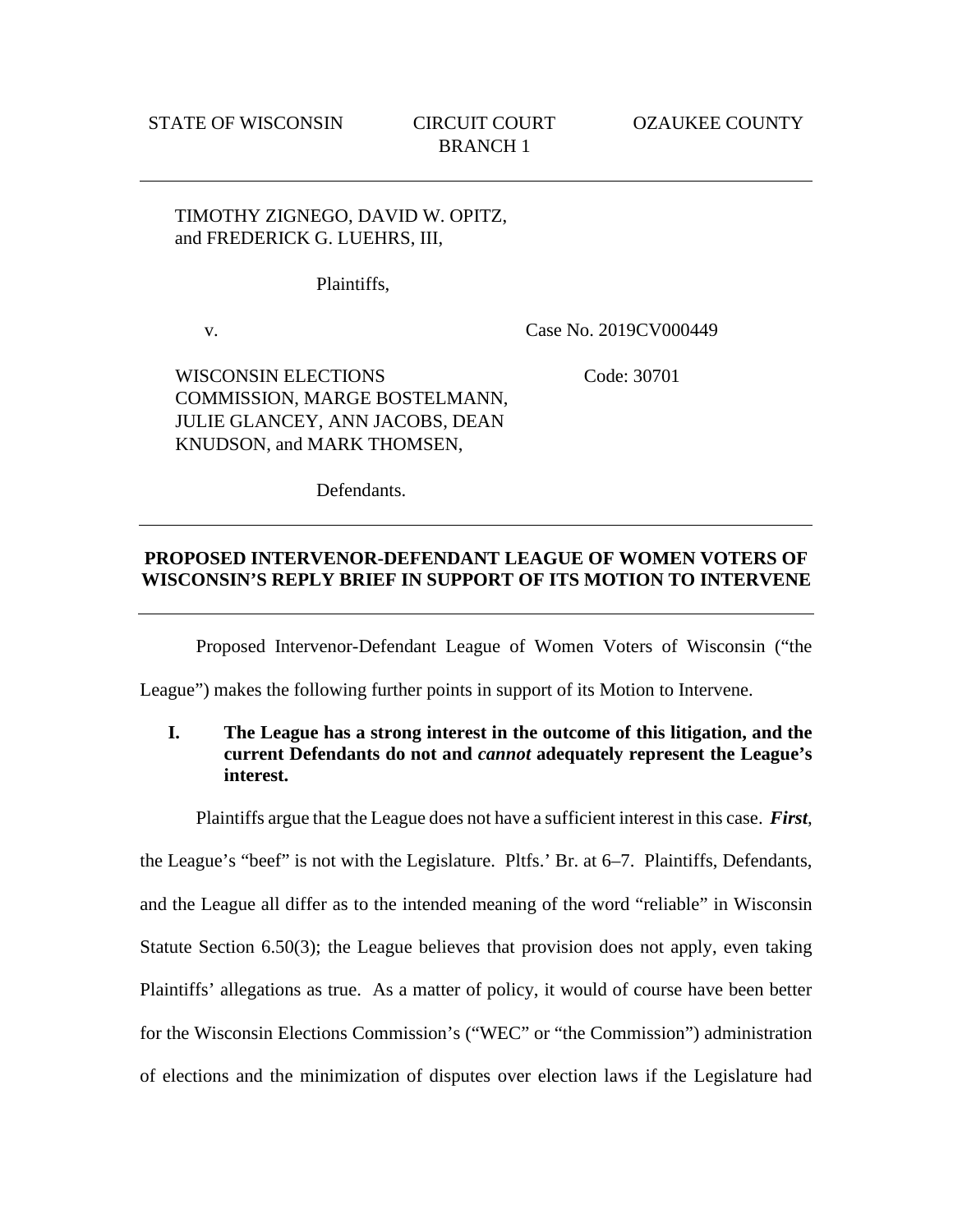STATE OF WISCONSIN CIRCUIT COURT OZAUKEE COUNTY
BRANCH 1

---

TIMOTHY ZIGNEGO, DAVID W. OPITZ, and FREDERICK G. LUEHRS, III,

Plaintiffs,

v. Case No. 2019CV000449

WISCONSIN ELECTIONS COMMISSION, MARGE BOSTELMANN, JULIE GLANCEY, ANN JACOBS, DEAN KNUDSON, and MARK THOMSEN, Code: 30701

Defendants.

---

**PROPOSED INTERVENOR-DEFENDANT LEAGUE OF WOMEN VOTERS OF WISCONSIN'S REPLY BRIEF IN SUPPORT OF ITS MOTION TO INTERVENE**

---

Proposed Intervenor-Defendant League of Women Voters of Wisconsin ("the League") makes the following further points in support of its Motion to Intervene.

## I. The League has a strong interest in the outcome of this litigation, and the current Defendants do not and *cannot* adequately represent the League's interest.

Plaintiffs argue that the League does not have a sufficient interest in this case. ***First***, the League's "beef" is not with the Legislature. Pltfs.' Br. at 6–7. Plaintiffs, Defendants, and the League all differ as to the intended meaning of the word "reliable" in Wisconsin Statute Section 6.50(3); the League believes that provision does not apply, even taking Plaintiffs' allegations as true. As a matter of policy, it would of course have been better for the Wisconsin Elections Commission's ("WEC" or "the Commission") administration of elections and the minimization of disputes over election laws if the Legislature had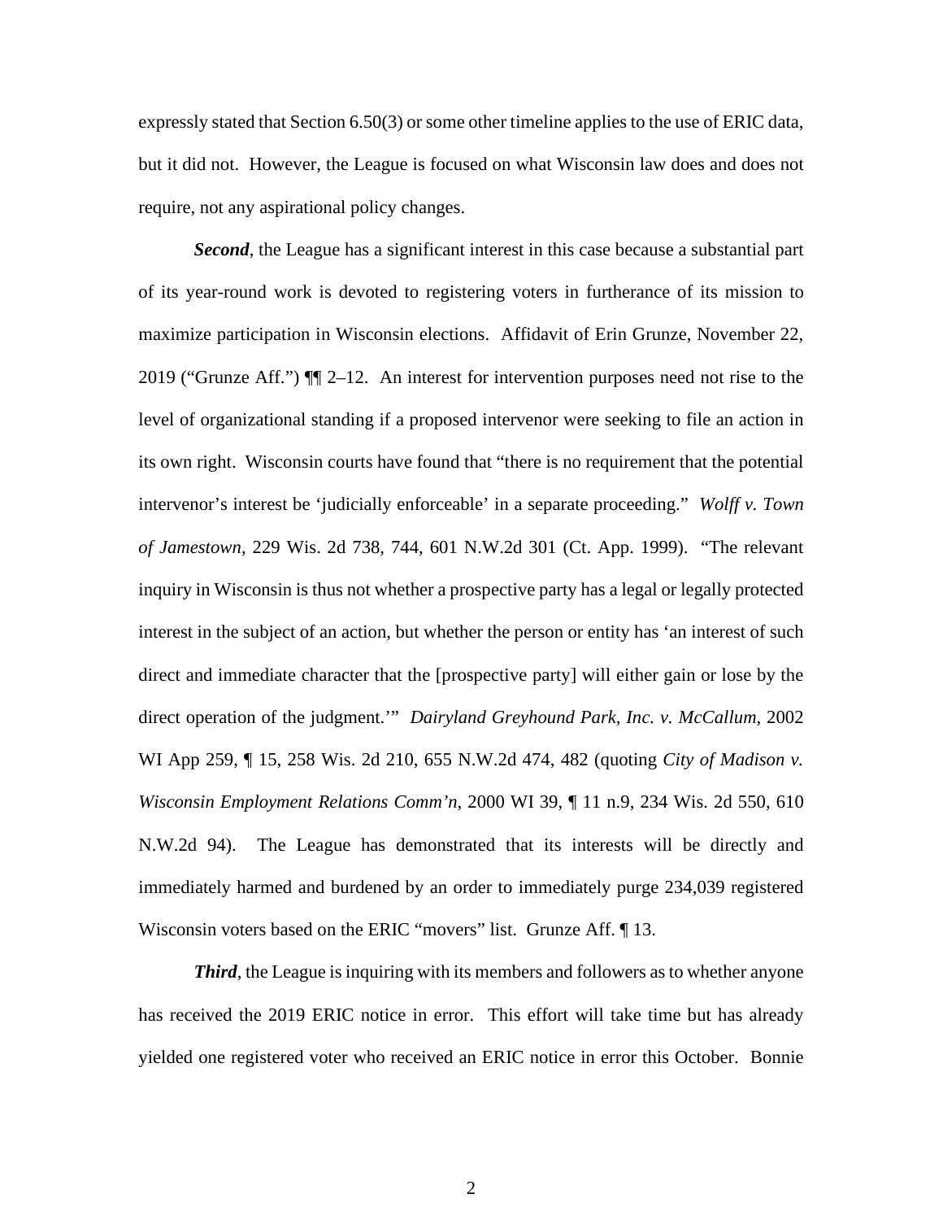expressly stated that Section 6.50(3) or some other timeline applies to the use of ERIC data, but it did not. However, the League is focused on what Wisconsin law does and does not require, not any aspirational policy changes.

***Second***, the League has a significant interest in this case because a substantial part of its year-round work is devoted to registering voters in furtherance of its mission to maximize participation in Wisconsin elections. Affidavit of Erin Grunze, November 22, 2019 ("Grunze Aff.") ¶¶ 2–12. An interest for intervention purposes need not rise to the level of organizational standing if a proposed intervenor were seeking to file an action in its own right. Wisconsin courts have found that "there is no requirement that the potential intervenor's interest be 'judicially enforceable' in a separate proceeding." *Wolff v. Town of Jamestown*, 229 Wis. 2d 738, 744, 601 N.W.2d 301 (Ct. App. 1999). "The relevant inquiry in Wisconsin is thus not whether a prospective party has a legal or legally protected interest in the subject of an action, but whether the person or entity has 'an interest of such direct and immediate character that the [prospective party] will either gain or lose by the direct operation of the judgment.'" *Dairyland Greyhound Park, Inc. v. McCallum*, 2002 WI App 259, ¶ 15, 258 Wis. 2d 210, 655 N.W.2d 474, 482 (quoting *City of Madison v. Wisconsin Employment Relations Comm'n*, 2000 WI 39, ¶ 11 n.9, 234 Wis. 2d 550, 610 N.W.2d 94). The League has demonstrated that its interests will be directly and immediately harmed and burdened by an order to immediately purge 234,039 registered Wisconsin voters based on the ERIC "movers" list. Grunze Aff. ¶ 13.

***Third***, the League is inquiring with its members and followers as to whether anyone has received the 2019 ERIC notice in error. This effort will take time but has already yielded one registered voter who received an ERIC notice in error this October. Bonnie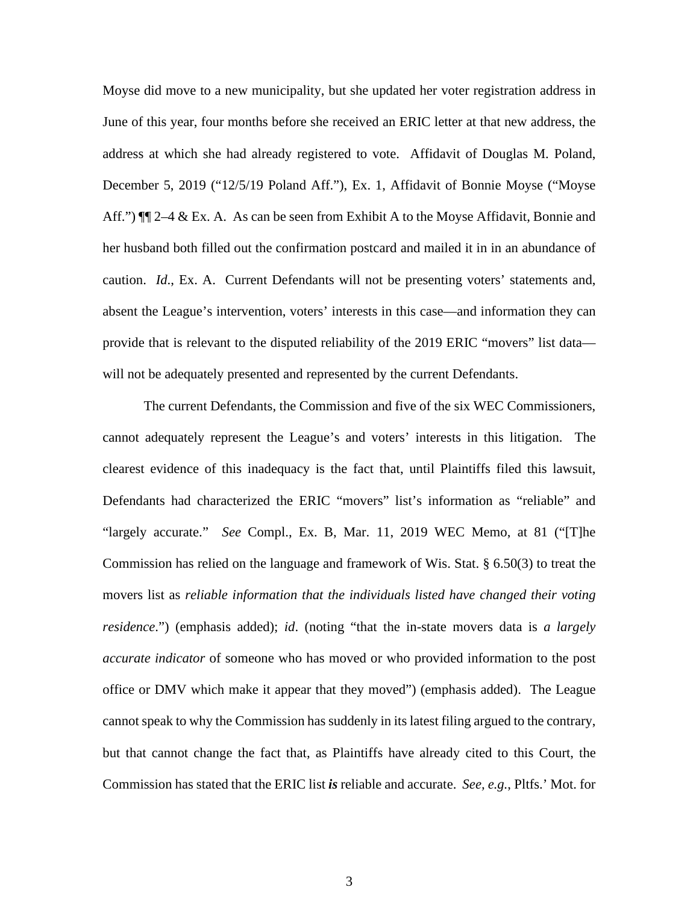Moyse did move to a new municipality, but she updated her voter registration address in June of this year, four months before she received an ERIC letter at that new address, the address at which she had already registered to vote. Affidavit of Douglas M. Poland, December 5, 2019 ("12/5/19 Poland Aff."), Ex. 1, Affidavit of Bonnie Moyse ("Moyse Aff.") ¶¶ 2–4 & Ex. A. As can be seen from Exhibit A to the Moyse Affidavit, Bonnie and her husband both filled out the confirmation postcard and mailed it in in an abundance of caution. *Id*., Ex. A. Current Defendants will not be presenting voters' statements and, absent the League's intervention, voters' interests in this case—and information they can provide that is relevant to the disputed reliability of the 2019 ERIC "movers" list data—will not be adequately presented and represented by the current Defendants.

The current Defendants, the Commission and five of the six WEC Commissioners, cannot adequately represent the League's and voters' interests in this litigation. The clearest evidence of this inadequacy is the fact that, until Plaintiffs filed this lawsuit, Defendants had characterized the ERIC "movers" list's information as "reliable" and "largely accurate." *See* Compl., Ex. B, Mar. 11, 2019 WEC Memo, at 81 ("[T]he Commission has relied on the language and framework of Wis. Stat. § 6.50(3) to treat the movers list as *reliable information that the individuals listed have changed their voting residence*.") (emphasis added); *id*. (noting "that the in-state movers data is *a largely accurate indicator* of someone who has moved or who provided information to the post office or DMV which make it appear that they moved") (emphasis added). The League cannot speak to why the Commission has suddenly in its latest filing argued to the contrary, but that cannot change the fact that, as Plaintiffs have already cited to this Court, the Commission has stated that the ERIC list ***is*** reliable and accurate. *See, e.g.*, Pltfs.' Mot. for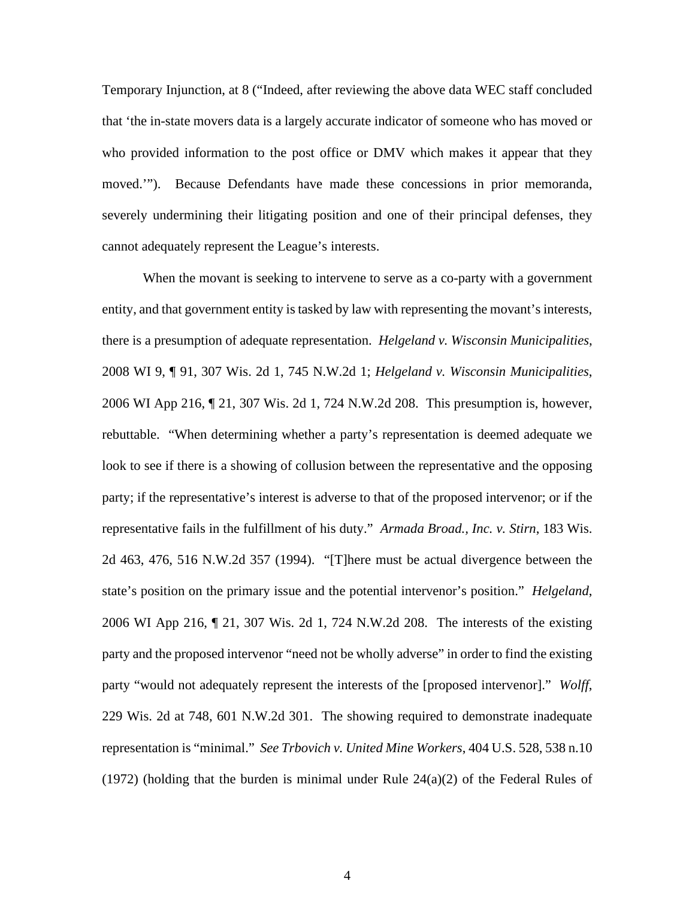Temporary Injunction, at 8 ("Indeed, after reviewing the above data WEC staff concluded that 'the in-state movers data is a largely accurate indicator of someone who has moved or who provided information to the post office or DMV which makes it appear that they moved.'"). Because Defendants have made these concessions in prior memoranda, severely undermining their litigating position and one of their principal defenses, they cannot adequately represent the League's interests.

When the movant is seeking to intervene to serve as a co-party with a government entity, and that government entity is tasked by law with representing the movant's interests, there is a presumption of adequate representation. *Helgeland v. Wisconsin Municipalities*, 2008 WI 9, ¶ 91, 307 Wis. 2d 1, 745 N.W.2d 1; *Helgeland v. Wisconsin Municipalities*, 2006 WI App 216, ¶ 21, 307 Wis. 2d 1, 724 N.W.2d 208. This presumption is, however, rebuttable. "When determining whether a party's representation is deemed adequate we look to see if there is a showing of collusion between the representative and the opposing party; if the representative's interest is adverse to that of the proposed intervenor; or if the representative fails in the fulfillment of his duty." *Armada Broad., Inc. v. Stirn*, 183 Wis. 2d 463, 476, 516 N.W.2d 357 (1994). "[T]here must be actual divergence between the state's position on the primary issue and the potential intervenor's position." *Helgeland*, 2006 WI App 216, ¶ 21, 307 Wis. 2d 1, 724 N.W.2d 208. The interests of the existing party and the proposed intervenor "need not be wholly adverse" in order to find the existing party "would not adequately represent the interests of the [proposed intervenor]." *Wolff*, 229 Wis. 2d at 748, 601 N.W.2d 301. The showing required to demonstrate inadequate representation is "minimal." *See Trbovich v. United Mine Workers*, 404 U.S. 528, 538 n.10 (1972) (holding that the burden is minimal under Rule 24(a)(2) of the Federal Rules of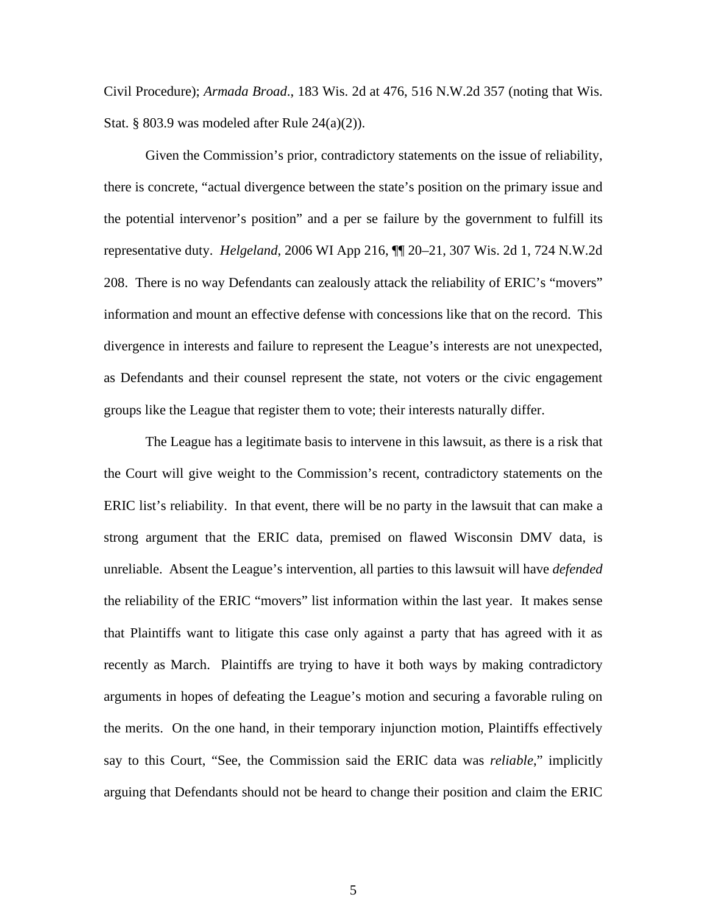Civil Procedure); *Armada Broad.*, 183 Wis. 2d at 476, 516 N.W.2d 357 (noting that Wis. Stat. § 803.9 was modeled after Rule 24(a)(2)).

Given the Commission's prior, contradictory statements on the issue of reliability, there is concrete, "actual divergence between the state's position on the primary issue and the potential intervenor's position" and a per se failure by the government to fulfill its representative duty. *Helgeland*, 2006 WI App 216, ¶¶ 20–21, 307 Wis. 2d 1, 724 N.W.2d 208. There is no way Defendants can zealously attack the reliability of ERIC's "movers" information and mount an effective defense with concessions like that on the record. This divergence in interests and failure to represent the League's interests are not unexpected, as Defendants and their counsel represent the state, not voters or the civic engagement groups like the League that register them to vote; their interests naturally differ.

The League has a legitimate basis to intervene in this lawsuit, as there is a risk that the Court will give weight to the Commission's recent, contradictory statements on the ERIC list's reliability. In that event, there will be no party in the lawsuit that can make a strong argument that the ERIC data, premised on flawed Wisconsin DMV data, is unreliable. Absent the League's intervention, all parties to this lawsuit will have *defended* the reliability of the ERIC "movers" list information within the last year. It makes sense that Plaintiffs want to litigate this case only against a party that has agreed with it as recently as March. Plaintiffs are trying to have it both ways by making contradictory arguments in hopes of defeating the League's motion and securing a favorable ruling on the merits. On the one hand, in their temporary injunction motion, Plaintiffs effectively say to this Court, "See, the Commission said the ERIC data was *reliable*," implicitly arguing that Defendants should not be heard to change their position and claim the ERIC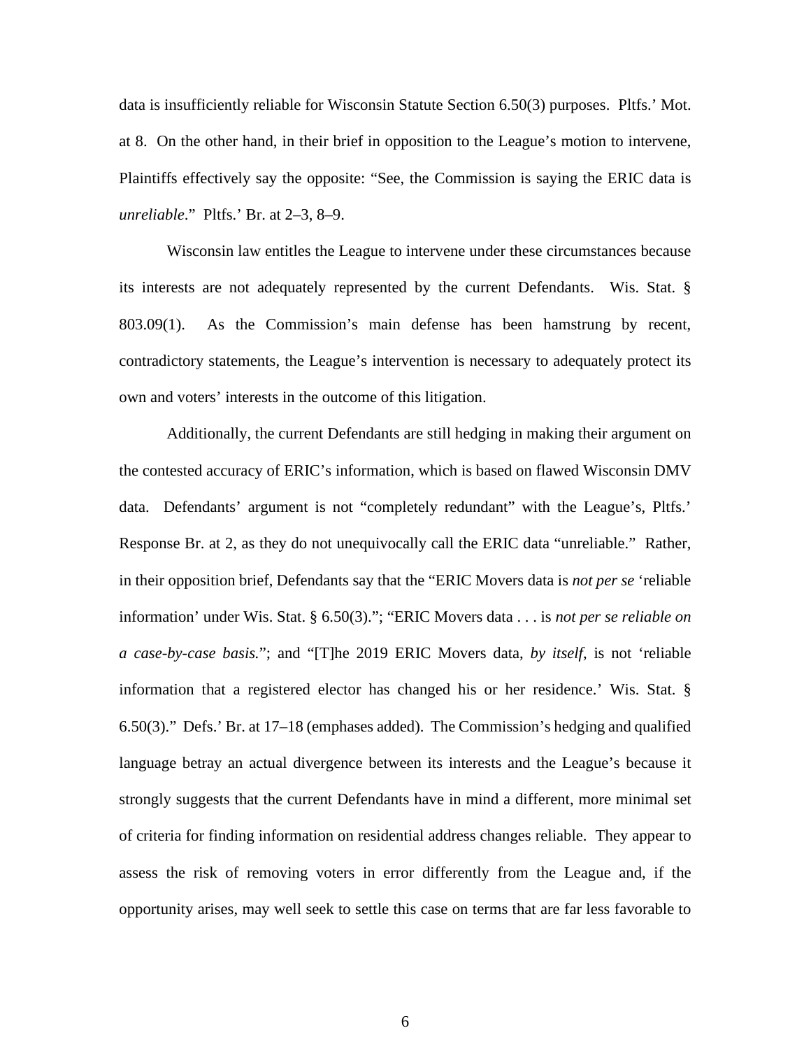data is insufficiently reliable for Wisconsin Statute Section 6.50(3) purposes. Pltfs.' Mot. at 8. On the other hand, in their brief in opposition to the League's motion to intervene, Plaintiffs effectively say the opposite: "See, the Commission is saying the ERIC data is *unreliable*." Pltfs.' Br. at 2–3, 8–9.

Wisconsin law entitles the League to intervene under these circumstances because its interests are not adequately represented by the current Defendants. Wis. Stat. § 803.09(1). As the Commission's main defense has been hamstrung by recent, contradictory statements, the League's intervention is necessary to adequately protect its own and voters' interests in the outcome of this litigation.

Additionally, the current Defendants are still hedging in making their argument on the contested accuracy of ERIC's information, which is based on flawed Wisconsin DMV data. Defendants' argument is not "completely redundant" with the League's, Pltfs.' Response Br. at 2, as they do not unequivocally call the ERIC data "unreliable." Rather, in their opposition brief, Defendants say that the "ERIC Movers data is *not per se* 'reliable information' under Wis. Stat. § 6.50(3)."; "ERIC Movers data . . . is *not per se reliable on a case-by-case basis.*"; and "[T]he 2019 ERIC Movers data, *by itself*, is not 'reliable information that a registered elector has changed his or her residence.' Wis. Stat. § 6.50(3)." Defs.' Br. at 17–18 (emphases added). The Commission's hedging and qualified language betray an actual divergence between its interests and the League's because it strongly suggests that the current Defendants have in mind a different, more minimal set of criteria for finding information on residential address changes reliable. They appear to assess the risk of removing voters in error differently from the League and, if the opportunity arises, may well seek to settle this case on terms that are far less favorable to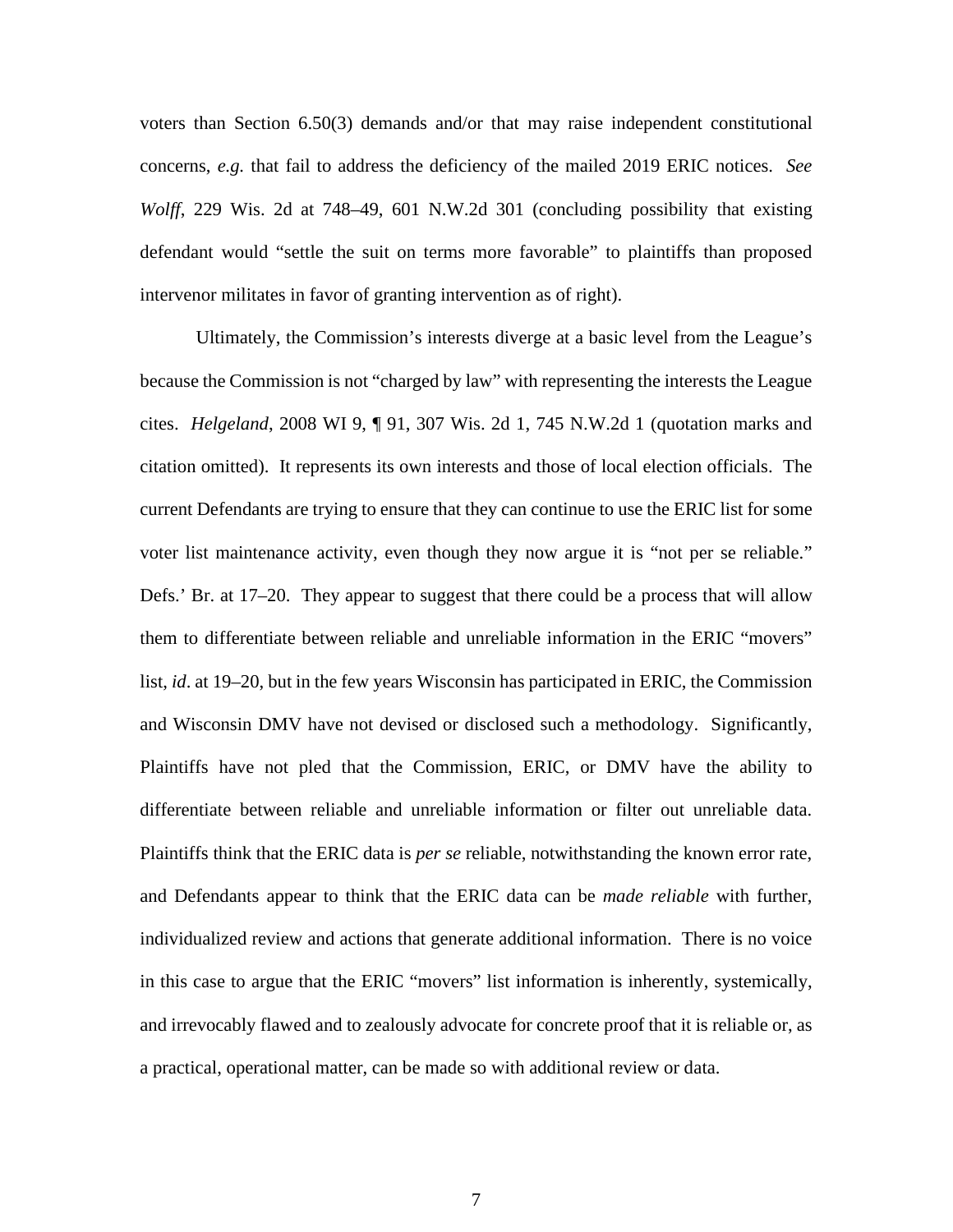voters than Section 6.50(3) demands and/or that may raise independent constitutional concerns, *e.g.* that fail to address the deficiency of the mailed 2019 ERIC notices. *See Wolff*, 229 Wis. 2d at 748–49, 601 N.W.2d 301 (concluding possibility that existing defendant would "settle the suit on terms more favorable" to plaintiffs than proposed intervenor militates in favor of granting intervention as of right).

Ultimately, the Commission's interests diverge at a basic level from the League's because the Commission is not "charged by law" with representing the interests the League cites. *Helgeland*, 2008 WI 9, ¶ 91, 307 Wis. 2d 1, 745 N.W.2d 1 (quotation marks and citation omitted). It represents its own interests and those of local election officials. The current Defendants are trying to ensure that they can continue to use the ERIC list for some voter list maintenance activity, even though they now argue it is "not per se reliable." Defs.' Br. at 17–20. They appear to suggest that there could be a process that will allow them to differentiate between reliable and unreliable information in the ERIC "movers" list, *id*. at 19–20, but in the few years Wisconsin has participated in ERIC, the Commission and Wisconsin DMV have not devised or disclosed such a methodology. Significantly, Plaintiffs have not pled that the Commission, ERIC, or DMV have the ability to differentiate between reliable and unreliable information or filter out unreliable data. Plaintiffs think that the ERIC data is *per se* reliable, notwithstanding the known error rate, and Defendants appear to think that the ERIC data can be *made reliable* with further, individualized review and actions that generate additional information. There is no voice in this case to argue that the ERIC "movers" list information is inherently, systemically, and irrevocably flawed and to zealously advocate for concrete proof that it is reliable or, as a practical, operational matter, can be made so with additional review or data.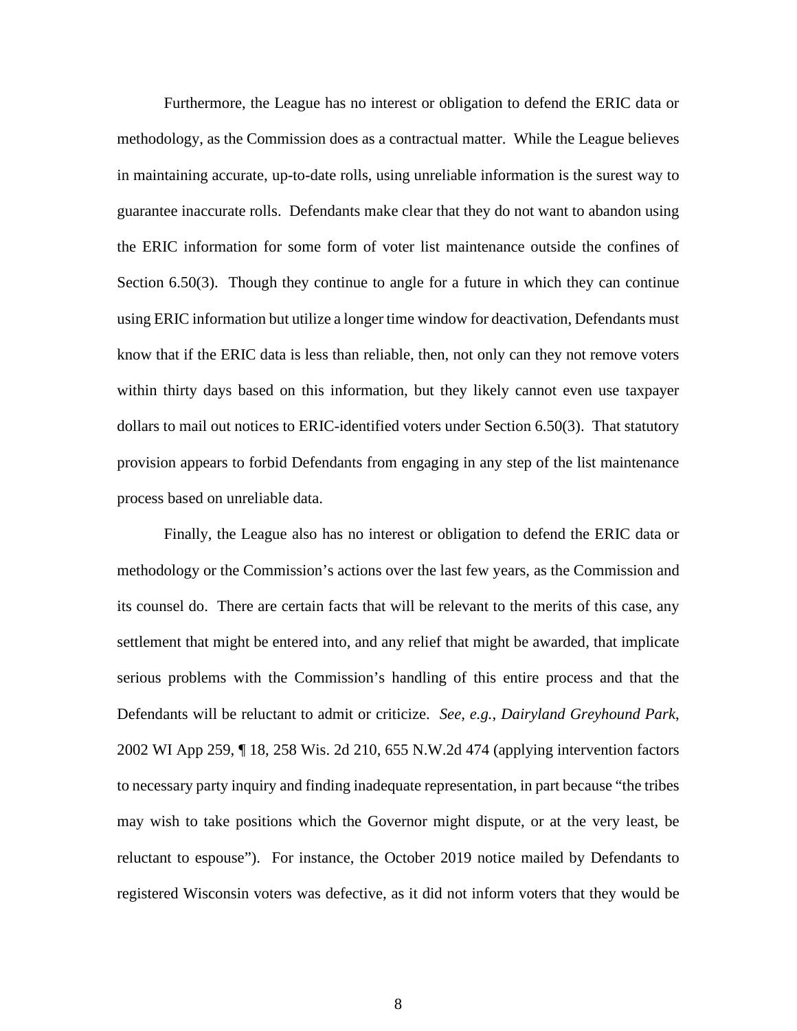Furthermore, the League has no interest or obligation to defend the ERIC data or methodology, as the Commission does as a contractual matter. While the League believes in maintaining accurate, up-to-date rolls, using unreliable information is the surest way to guarantee inaccurate rolls. Defendants make clear that they do not want to abandon using the ERIC information for some form of voter list maintenance outside the confines of Section 6.50(3). Though they continue to angle for a future in which they can continue using ERIC information but utilize a longer time window for deactivation, Defendants must know that if the ERIC data is less than reliable, then, not only can they not remove voters within thirty days based on this information, but they likely cannot even use taxpayer dollars to mail out notices to ERIC-identified voters under Section 6.50(3). That statutory provision appears to forbid Defendants from engaging in any step of the list maintenance process based on unreliable data.

Finally, the League also has no interest or obligation to defend the ERIC data or methodology or the Commission's actions over the last few years, as the Commission and its counsel do. There are certain facts that will be relevant to the merits of this case, any settlement that might be entered into, and any relief that might be awarded, that implicate serious problems with the Commission's handling of this entire process and that the Defendants will be reluctant to admit or criticize. *See, e.g.*, *Dairyland Greyhound Park*, 2002 WI App 259, ¶ 18, 258 Wis. 2d 210, 655 N.W.2d 474 (applying intervention factors to necessary party inquiry and finding inadequate representation, in part because "the tribes may wish to take positions which the Governor might dispute, or at the very least, be reluctant to espouse"). For instance, the October 2019 notice mailed by Defendants to registered Wisconsin voters was defective, as it did not inform voters that they would be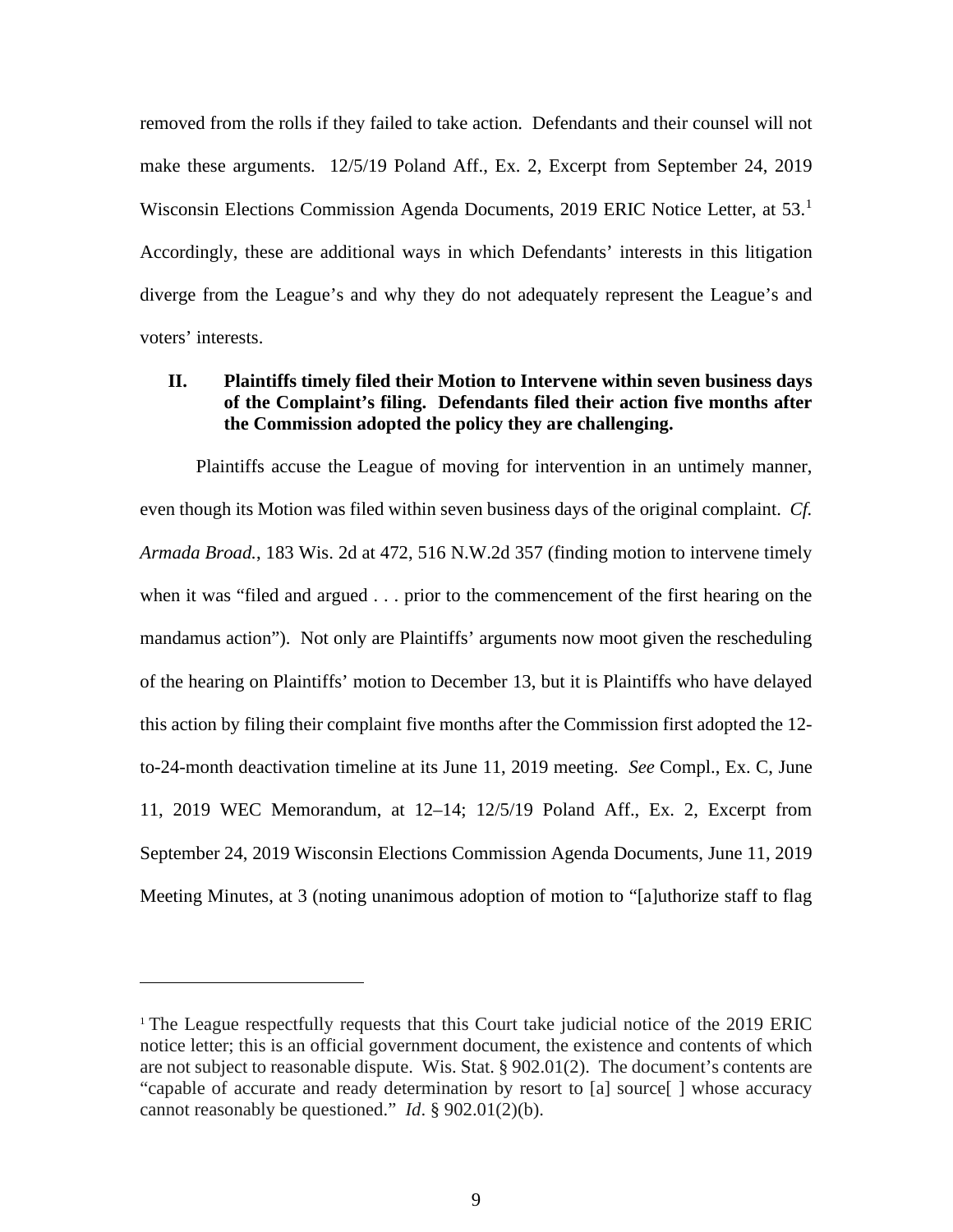removed from the rolls if they failed to take action. Defendants and their counsel will not make these arguments. 12/5/19 Poland Aff., Ex. 2, Excerpt from September 24, 2019 Wisconsin Elections Commission Agenda Documents, 2019 ERIC Notice Letter, at 53.[1] Accordingly, these are additional ways in which Defendants' interests in this litigation diverge from the League's and why they do not adequately represent the League's and voters' interests.

## II. Plaintiffs timely filed their Motion to Intervene within seven business days of the Complaint's filing. Defendants filed their action five months after the Commission adopted the policy they are challenging.

Plaintiffs accuse the League of moving for intervention in an untimely manner, even though its Motion was filed within seven business days of the original complaint. *Cf. Armada Broad.*, 183 Wis. 2d at 472, 516 N.W.2d 357 (finding motion to intervene timely when it was "filed and argued . . . prior to the commencement of the first hearing on the mandamus action"). Not only are Plaintiffs' arguments now moot given the rescheduling of the hearing on Plaintiffs' motion to December 13, but it is Plaintiffs who have delayed this action by filing their complaint five months after the Commission first adopted the 12-to-24-month deactivation timeline at its June 11, 2019 meeting. *See* Compl., Ex. C, June 11, 2019 WEC Memorandum, at 12–14; 12/5/19 Poland Aff., Ex. 2, Excerpt from September 24, 2019 Wisconsin Elections Commission Agenda Documents, June 11, 2019 Meeting Minutes, at 3 (noting unanimous adoption of motion to "[a]uthorize staff to flag

---

[1] The League respectfully requests that this Court take judicial notice of the 2019 ERIC notice letter; this is an official government document, the existence and contents of which are not subject to reasonable dispute. Wis. Stat. § 902.01(2). The document's contents are "capable of accurate and ready determination by resort to [a] source[ ] whose accuracy cannot reasonably be questioned." *Id*. § 902.01(2)(b).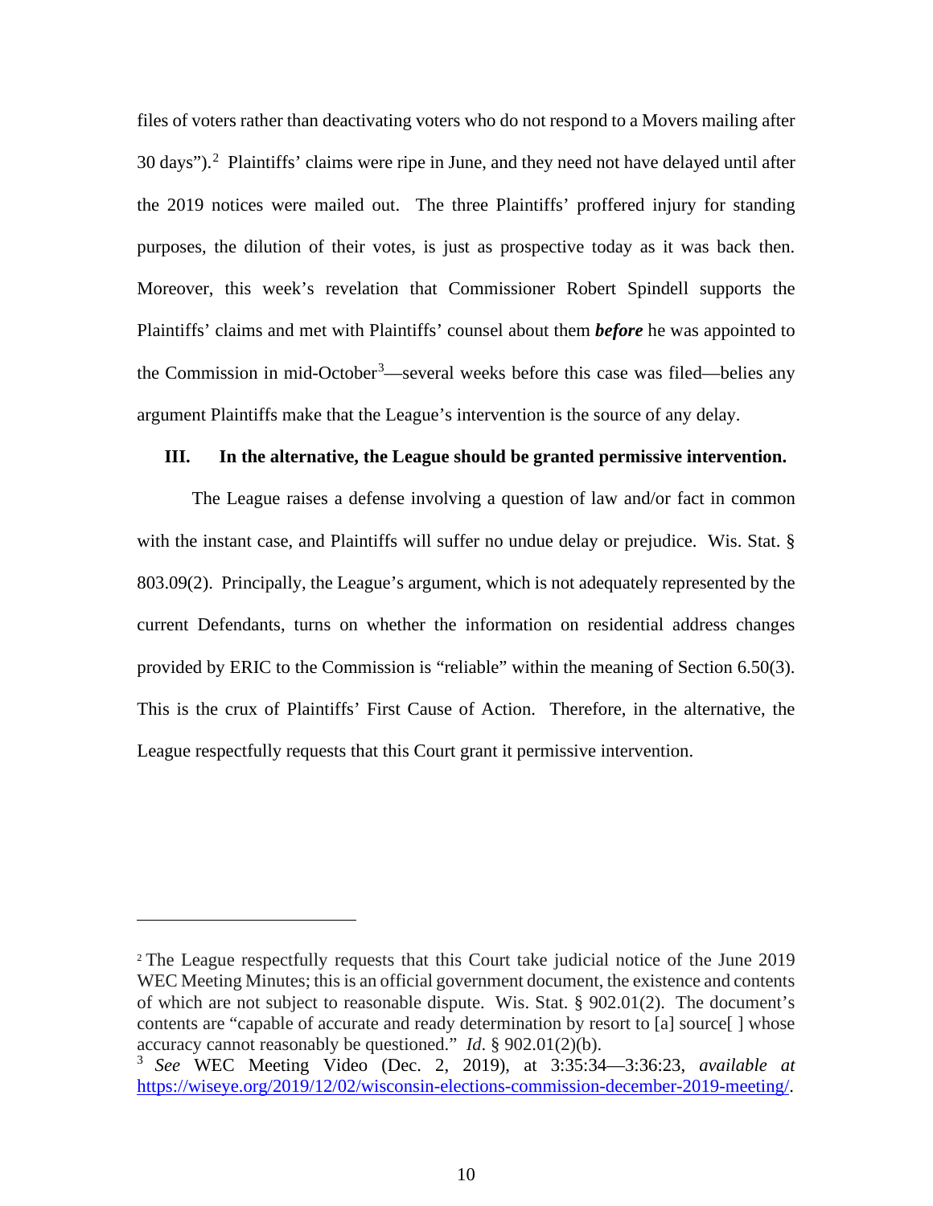files of voters rather than deactivating voters who do not respond to a Movers mailing after 30 days").[2] Plaintiffs' claims were ripe in June, and they need not have delayed until after the 2019 notices were mailed out. The three Plaintiffs' proffered injury for standing purposes, the dilution of their votes, is just as prospective today as it was back then. Moreover, this week's revelation that Commissioner Robert Spindell supports the Plaintiffs' claims and met with Plaintiffs' counsel about them ***before*** he was appointed to the Commission in mid-October[3]—several weeks before this case was filed—belies any argument Plaintiffs make that the League's intervention is the source of any delay.

### III. In the alternative, the League should be granted permissive intervention.

The League raises a defense involving a question of law and/or fact in common with the instant case, and Plaintiffs will suffer no undue delay or prejudice. Wis. Stat. § 803.09(2). Principally, the League's argument, which is not adequately represented by the current Defendants, turns on whether the information on residential address changes provided by ERIC to the Commission is "reliable" within the meaning of Section 6.50(3). This is the crux of Plaintiffs' First Cause of Action. Therefore, in the alternative, the League respectfully requests that this Court grant it permissive intervention.

---

[2] The League respectfully requests that this Court take judicial notice of the June 2019 WEC Meeting Minutes; this is an official government document, the existence and contents of which are not subject to reasonable dispute. Wis. Stat. § 902.01(2). The document's contents are "capable of accurate and ready determination by resort to [a] source[ ] whose accuracy cannot reasonably be questioned." *Id*. § 902.01(2)(b).

[3] *See* WEC Meeting Video (Dec. 2, 2019), at 3:35:34—3:36:23, *available at* https://wiseye.org/2019/12/02/wisconsin-elections-commission-december-2019-meeting/.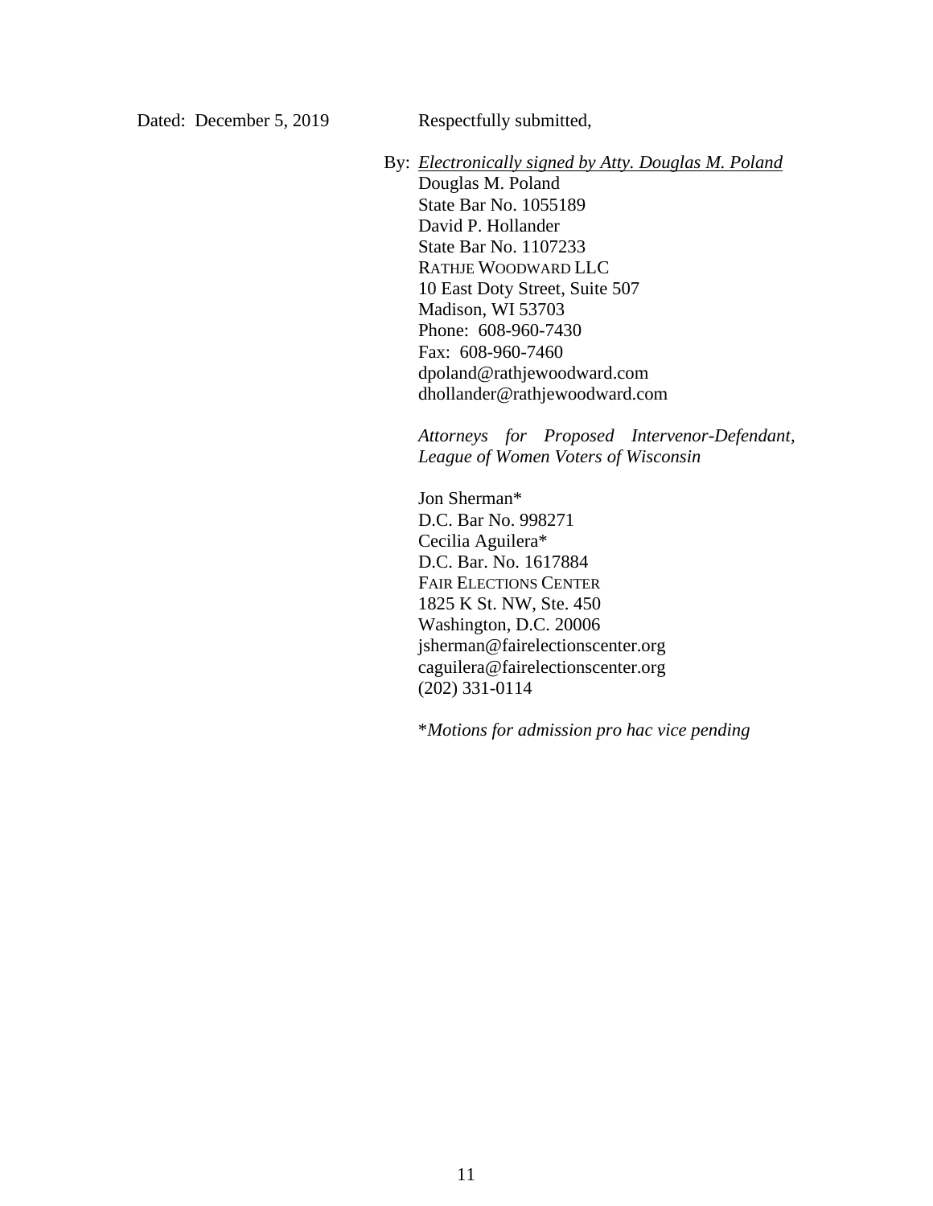Dated: December 5, 2019

Respectfully submitted,

By: *Electronically signed by Atty. Douglas M. Poland*
Douglas M. Poland
State Bar No. 1055189
David P. Hollander
State Bar No. 1107233
RATHJE WOODWARD LLC
10 East Doty Street, Suite 507
Madison, WI 53703
Phone: 608-960-7430
Fax: 608-960-7460
dpoland@rathjewoodward.com
dhollander@rathjewoodward.com

*Attorneys for Proposed Intervenor-Defendant, League of Women Voters of Wisconsin*

Jon Sherman*
D.C. Bar No. 998271
Cecilia Aguilera*
D.C. Bar. No. 1617884
FAIR ELECTIONS CENTER
1825 K St. NW, Ste. 450
Washington, D.C. 20006
jsherman@fairelectionscenter.org
caguilera@fairelectionscenter.org
(202) 331-0114

\**Motions for admission pro hac vice pending*